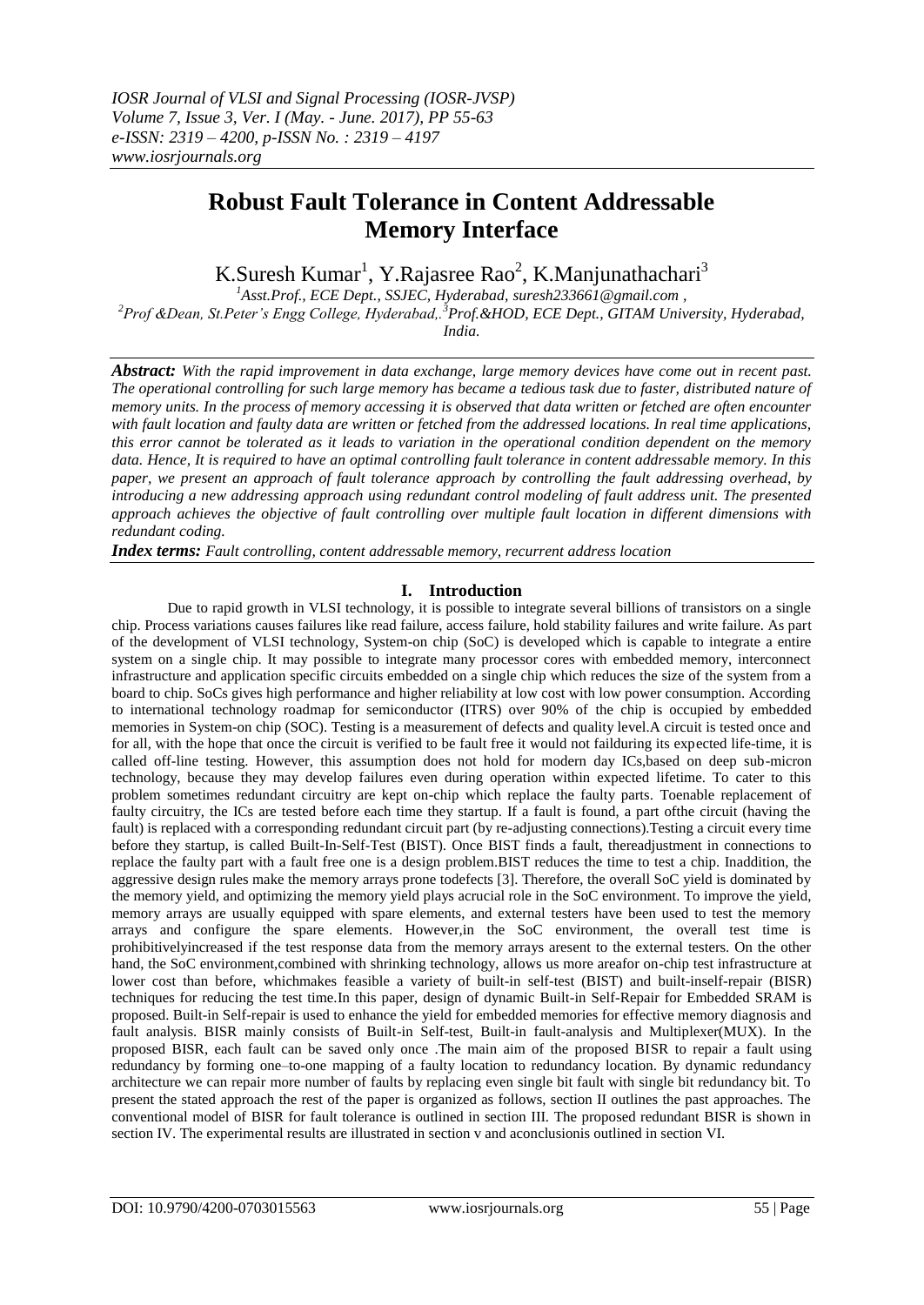# Robust Fault Tolerance in Content Addressable Memory Interface

K.Suresh Kumar[1], Y.Rajasree Rao[2], K.Manjunathachari[3]

[1]Asst.Prof., ECE Dept., SSJEC, Hyderabad, suresh233661@gmail.com ,
[2]Prof &Dean, St.Peter's Engg College, Hyderabad,.[3]Prof.&HOD, ECE Dept., GITAM University, Hyderabad, India.

***Abstract:*** *With the rapid improvement in data exchange, large memory devices have come out in recent past. The operational controlling for such large memory has became a tedious task due to faster, distributed nature of memory units. In the process of memory accessing it is observed that data written or fetched are often encounter with fault location and faulty data are written or fetched from the addressed locations. In real time applications, this error cannot be tolerated as it leads to variation in the operational condition dependent on the memory data. Hence, It is required to have an optimal controlling fault tolerance in content addressable memory. In this paper, we present an approach of fault tolerance approach by controlling the fault addressing overhead, by introducing a new addressing approach using redundant control modeling of fault address unit. The presented approach achieves the objective of fault controlling over multiple fault location in different dimensions with redundant coding.*

***Index terms:*** *Fault controlling, content addressable memory, recurrent address location*

## I. Introduction

Due to rapid growth in VLSI technology, it is possible to integrate several billions of transistors on a single chip. Process variations causes failures like read failure, access failure, hold stability failures and write failure. As part of the development of VLSI technology, System-on chip (SoC) is developed which is capable to integrate a entire system on a single chip. It may possible to integrate many processor cores with embedded memory, interconnect infrastructure and application specific circuits embedded on a single chip which reduces the size of the system from a board to chip. SoCs gives high performance and higher reliability at low cost with low power consumption. According to international technology roadmap for semiconductor (ITRS) over 90% of the chip is occupied by embedded memories in System-on chip (SOC). Testing is a measurement of defects and quality level.A circuit is tested once and for all, with the hope that once the circuit is verified to be fault free it would not failduring its expected life-time, it is called off-line testing. However, this assumption does not hold for modern day ICs,based on deep sub-micron technology, because they may develop failures even during operation within expected lifetime. To cater to this problem sometimes redundant circuitry are kept on-chip which replace the faulty parts. Toenable replacement of faulty circuitry, the ICs are tested before each time they startup. If a fault is found, a part ofthe circuit (having the fault) is replaced with a corresponding redundant circuit part (by re-adjusting connections).Testing a circuit every time before they startup, is called Built-In-Self-Test (BIST). Once BIST finds a fault, thereadjustment in connections to replace the faulty part with a fault free one is a design problem.BIST reduces the time to test a chip. Inaddition, the aggressive design rules make the memory arrays prone todefects [3]. Therefore, the overall SoC yield is dominated by the memory yield, and optimizing the memory yield plays acrucial role in the SoC environment. To improve the yield, memory arrays are usually equipped with spare elements, and external testers have been used to test the memory arrays and configure the spare elements. However,in the SoC environment, the overall test time is prohibitivelyincreased if the test response data from the memory arrays aresent to the external testers. On the other hand, the SoC environment,combined with shrinking technology, allows us more areafor on-chip test infrastructure at lower cost than before, whichmakes feasible a variety of built-in self-test (BIST) and built-inself-repair (BISR) techniques for reducing the test time.In this paper, design of dynamic Built-in Self-Repair for Embedded SRAM is proposed. Built-in Self-repair is used to enhance the yield for embedded memories for effective memory diagnosis and fault analysis. BISR mainly consists of Built-in Self-test, Built-in fault-analysis and Multiplexer(MUX). In the proposed BISR, each fault can be saved only once .The main aim of the proposed BISR to repair a fault using redundancy by forming one–to-one mapping of a faulty location to redundancy location. By dynamic redundancy architecture we can repair more number of faults by replacing even single bit fault with single bit redundancy bit. To present the stated approach the rest of the paper is organized as follows, section II outlines the past approaches. The conventional model of BISR for fault tolerance is outlined in section III. The proposed redundant BISR is shown in section IV. The experimental results are illustrated in section v and aconclusionis outlined in section VI.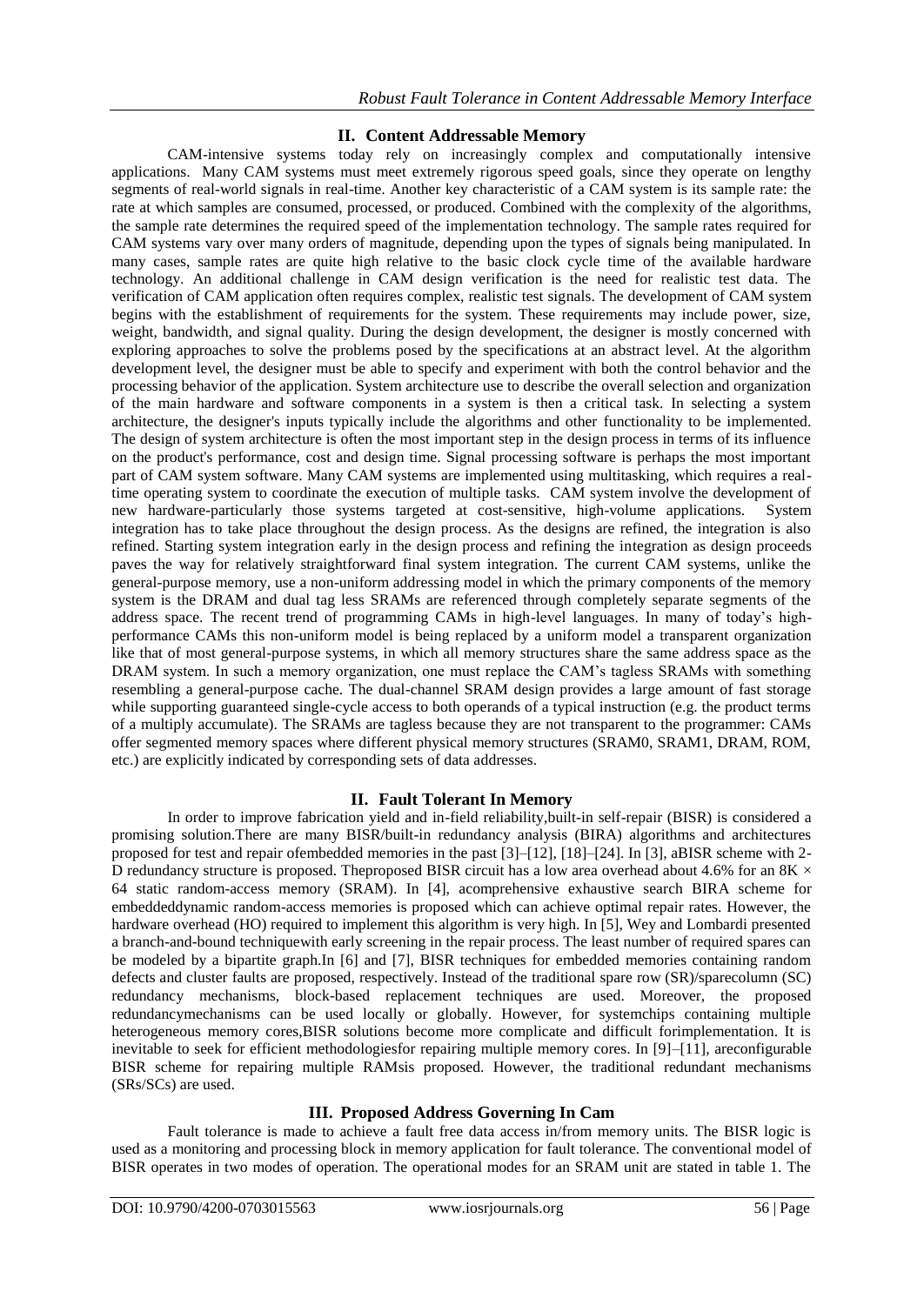## II. Content Addressable Memory

CAM-intensive systems today rely on increasingly complex and computationally intensive applications. Many CAM systems must meet extremely rigorous speed goals, since they operate on lengthy segments of real-world signals in real-time. Another key characteristic of a CAM system is its sample rate: the rate at which samples are consumed, processed, or produced. Combined with the complexity of the algorithms, the sample rate determines the required speed of the implementation technology. The sample rates required for CAM systems vary over many orders of magnitude, depending upon the types of signals being manipulated. In many cases, sample rates are quite high relative to the basic clock cycle time of the available hardware technology. An additional challenge in CAM design verification is the need for realistic test data. The verification of CAM application often requires complex, realistic test signals. The development of CAM system begins with the establishment of requirements for the system. These requirements may include power, size, weight, bandwidth, and signal quality. During the design development, the designer is mostly concerned with exploring approaches to solve the problems posed by the specifications at an abstract level. At the algorithm development level, the designer must be able to specify and experiment with both the control behavior and the processing behavior of the application. System architecture use to describe the overall selection and organization of the main hardware and software components in a system is then a critical task. In selecting a system architecture, the designer's inputs typically include the algorithms and other functionality to be implemented. The design of system architecture is often the most important step in the design process in terms of its influence on the product's performance, cost and design time. Signal processing software is perhaps the most important part of CAM system software. Many CAM systems are implemented using multitasking, which requires a real-time operating system to coordinate the execution of multiple tasks. CAM system involve the development of new hardware-particularly those systems targeted at cost-sensitive, high-volume applications. System integration has to take place throughout the design process. As the designs are refined, the integration is also refined. Starting system integration early in the design process and refining the integration as design proceeds paves the way for relatively straightforward final system integration. The current CAM systems, unlike the general-purpose memory, use a non-uniform addressing model in which the primary components of the memory system is the DRAM and dual tag less SRAMs are referenced through completely separate segments of the address space. The recent trend of programming CAMs in high-level languages. In many of today's high-performance CAMs this non-uniform model is being replaced by a uniform model a transparent organization like that of most general-purpose systems, in which all memory structures share the same address space as the DRAM system. In such a memory organization, one must replace the CAM's tagless SRAMs with something resembling a general-purpose cache. The dual-channel SRAM design provides a large amount of fast storage while supporting guaranteed single-cycle access to both operands of a typical instruction (e.g. the product terms of a multiply accumulate). The SRAMs are tagless because they are not transparent to the programmer: CAMs offer segmented memory spaces where different physical memory structures (SRAM0, SRAM1, DRAM, ROM, etc.) are explicitly indicated by corresponding sets of data addresses.

## II. Fault Tolerant In Memory

In order to improve fabrication yield and in-field reliability,built-in self-repair (BISR) is considered a promising solution.There are many BISR/built-in redundancy analysis (BIRA) algorithms and architectures proposed for test and repair ofembedded memories in the past [3]–[12], [18]–[24]. In [3], aBISR scheme with 2-D redundancy structure is proposed. Theproposed BISR circuit has a low area overhead about 4.6% for an 8K × 64 static random-access memory (SRAM). In [4], acomprehensive exhaustive search BIRA scheme for embeddeddynamic random-access memories is proposed which can achieve optimal repair rates. However, the hardware overhead (HO) required to implement this algorithm is very high. In [5], Wey and Lombardi presented a branch-and-bound techniquewith early screening in the repair process. The least number of required spares can be modeled by a bipartite graph.In [6] and [7], BISR techniques for embedded memories containing random defects and cluster faults are proposed, respectively. Instead of the traditional spare row (SR)/sparecolumn (SC) redundancy mechanisms, block-based replacement techniques are used. Moreover, the proposed redundancymechanisms can be used locally or globally. However, for systemchips containing multiple heterogeneous memory cores,BISR solutions become more complicate and difficult forimplementation. It is inevitable to seek for efficient methodologiesfor repairing multiple memory cores. In [9]–[11], areconfigurable BISR scheme for repairing multiple RAMsis proposed. However, the traditional redundant mechanisms (SRs/SCs) are used.

## III. Proposed Address Governing In Cam

Fault tolerance is made to achieve a fault free data access in/from memory units. The BISR logic is used as a monitoring and processing block in memory application for fault tolerance. The conventional model of BISR operates in two modes of operation. The operational modes for an SRAM unit are stated in table 1. The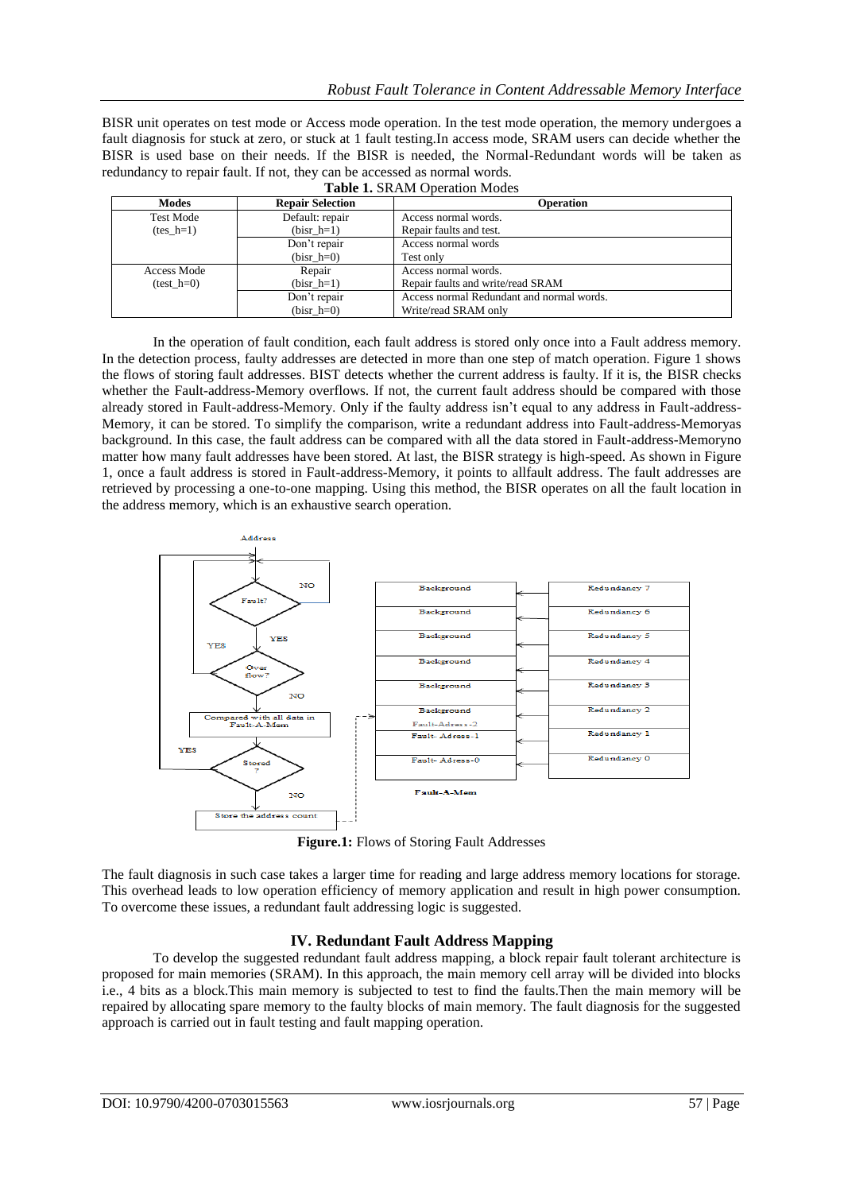BISR unit operates on test mode or Access mode operation. In the test mode operation, the memory undergoes a fault diagnosis for stuck at zero, or stuck at 1 fault testing.In access mode, SRAM users can decide whether the BISR is used base on their needs. If the BISR is needed, the Normal-Redundant words will be taken as redundancy to repair fault. If not, they can be accessed as normal words.

**Table 1.** SRAM Operation Modes

| Modes | Repair Selection | Operation |
|---|---|---|
| Test Mode (tes_h=1) | Default: repair (bisr_h=1) | Access normal words. Repair faults and test. |
| | Don't repair (bisr_h=0) | Access normal words Test only |
| Access Mode (test_h=0) | Repair (bisr_h=1) | Access normal words. Repair faults and write/read SRAM |
| | Don't repair (bisr_h=0) | Access normal Redundant and normal words. Write/read SRAM only |

In the operation of fault condition, each fault address is stored only once into a Fault address memory. In the detection process, faulty addresses are detected in more than one step of match operation. Figure 1 shows the flows of storing fault addresses. BIST detects whether the current address is faulty. If it is, the BISR checks whether the Fault-address-Memory overflows. If not, the current fault address should be compared with those already stored in Fault-address-Memory. Only if the faulty address isn't equal to any address in Fault-address-Memory, it can be stored. To simplify the comparison, write a redundant address into Fault-address-Memoryas background. In this case, the fault address can be compared with all the data stored in Fault-address-Memoryno matter how many fault addresses have been stored. At last, the BISR strategy is high-speed. As shown in Figure 1, once a fault address is stored in Fault-address-Memory, it points to allfault address. The fault addresses are retrieved by processing a one-to-one mapping. Using this method, the BISR operates on all the fault location in the address memory, which is an exhaustive search operation.

**Figure.1:** Flows of Storing Fault Addresses

The fault diagnosis in such case takes a larger time for reading and large address memory locations for storage. This overhead leads to low operation efficiency of memory application and result in high power consumption. To overcome these issues, a redundant fault addressing logic is suggested.

## IV. Redundant Fault Address Mapping

To develop the suggested redundant fault address mapping, a block repair fault tolerant architecture is proposed for main memories (SRAM). In this approach, the main memory cell array will be divided into blocks i.e., 4 bits as a block.This main memory is subjected to test to find the faults.Then the main memory will be repaired by allocating spare memory to the faulty blocks of main memory. The fault diagnosis for the suggested approach is carried out in fault testing and fault mapping operation.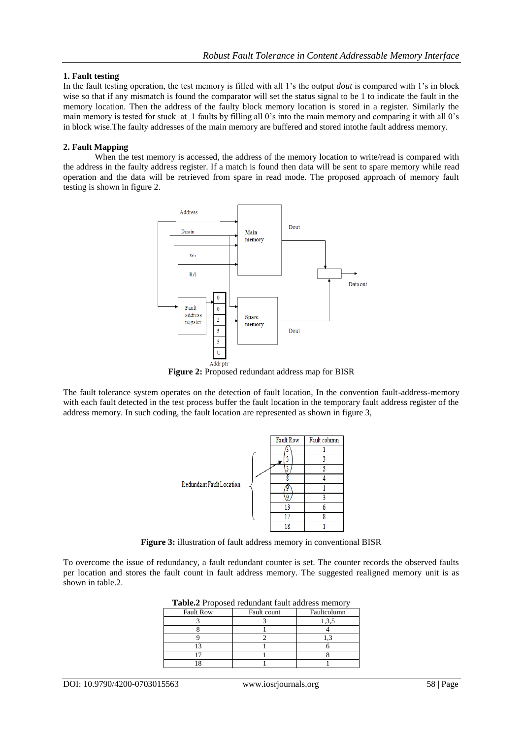### 1. Fault testing

In the fault testing operation, the test memory is filled with all 1's the output *dout* is compared with 1's in block wise so that if any mismatch is found the comparator will set the status signal to be 1 to indicate the fault in the memory location. Then the address of the faulty block memory location is stored in a register. Similarly the main memory is tested for stuck_at_1 faults by filling all 0's into the main memory and comparing it with all 0's in block wise.The faulty addresses of the main memory are buffered and stored intothe fault address memory.

### 2. Fault Mapping

When the test memory is accessed, the address of the memory location to write/read is compared with the address in the faulty address register. If a match is found then data will be sent to spare memory while read operation and the data will be retrieved from spare in read mode. The proposed approach of memory fault testing is shown in figure 2.

**Figure 2:** Proposed redundant address map for BISR

The fault tolerance system operates on the detection of fault location, In the convention fault-address-memory with each fault detected in the test process buffer the fault location in the temporary fault address register of the address memory. In such coding, the fault location are represented as shown in figure 3,

**Figure 3:** illustration of fault address memory in conventional BISR

To overcome the issue of redundancy, a fault redundant counter is set. The counter records the observed faults per location and stores the fault count in fault address memory. The suggested realigned memory unit is as shown in table.2.

**Table.2** Proposed redundant fault address memory

| Fault Row | Fault count | Faultcolumn |
|---|---|---|
| 3 | 3 | 1,3,5 |
| 8 | 1 | 4 |
| 9 | 2 | 1,3 |
| 13 | 1 | 6 |
| 17 | 1 | 8 |
| 18 | 1 | 1 |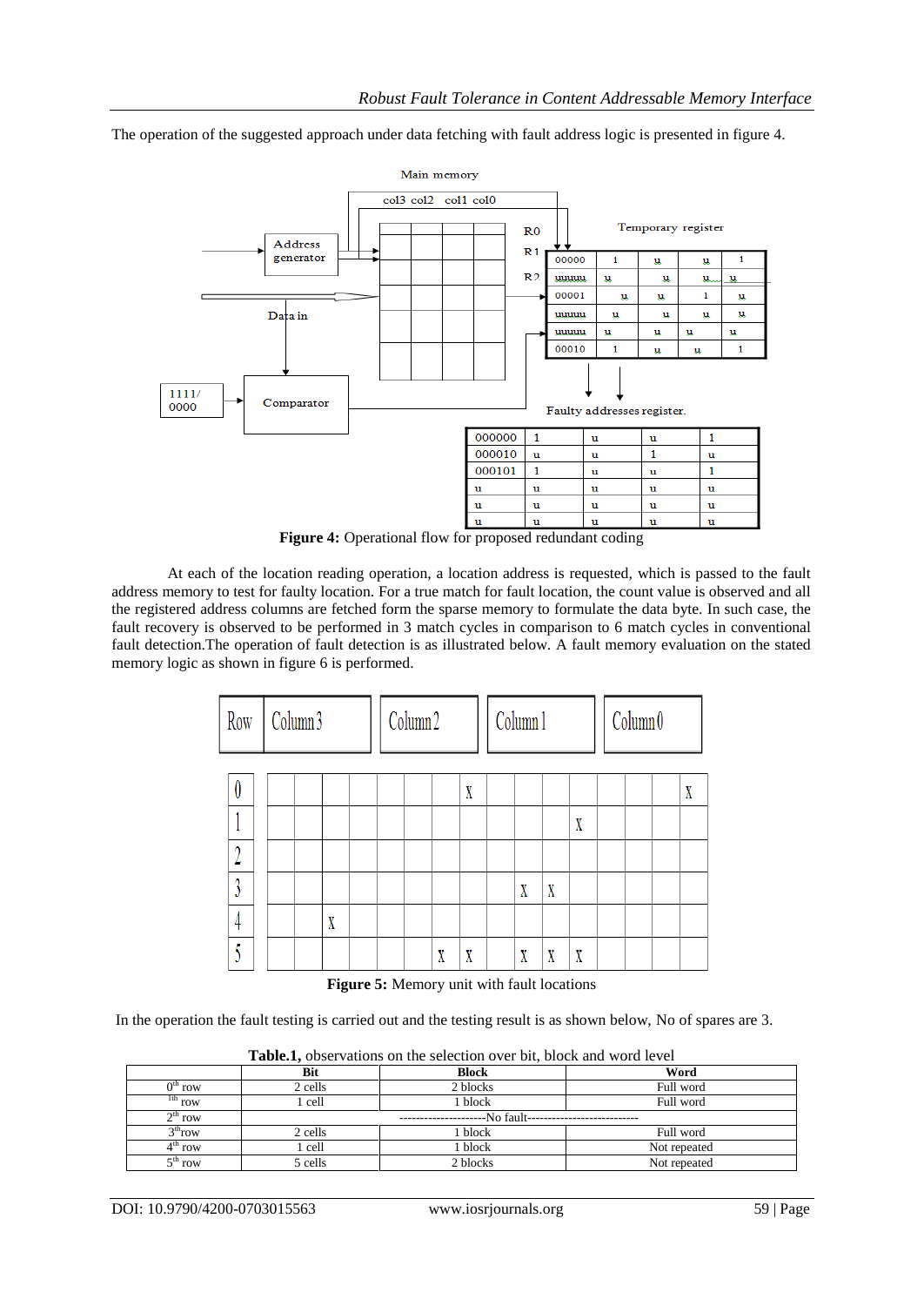The operation of the suggested approach under data fetching with fault address logic is presented in figure 4.

**Figure 4:** Operational flow for proposed redundant coding

At each of the location reading operation, a location address is requested, which is passed to the fault address memory to test for faulty location. For a true match for fault location, the count value is observed and all the registered address columns are fetched form the sparse memory to formulate the data byte. In such case, the fault recovery is observed to be performed in 3 match cycles in comparison to 6 match cycles in conventional fault detection.The operation of fault detection is as illustrated below. A fault memory evaluation on the stated memory logic as shown in figure 6 is performed.

**Figure 5:** Memory unit with fault locations

In the operation the fault testing is carried out and the testing result is as shown below, No of spares are 3.

**Table.1,** observations on the selection over bit, block and word level

| | Bit | Block | Word |
|---|---|---|---|
| 0th row | 2 cells | 2 blocks | Full word |
| 1th row | 1 cell | 1 block | Full word |
| 2th row | ---------------------No fault-------------------------- | | |
| 3th row | 2 cells | 1 block | Full word |
| 4th row | 1 cell | 1 block | Not repeated |
| 5th row | 5 cells | 2 blocks | Not repeated |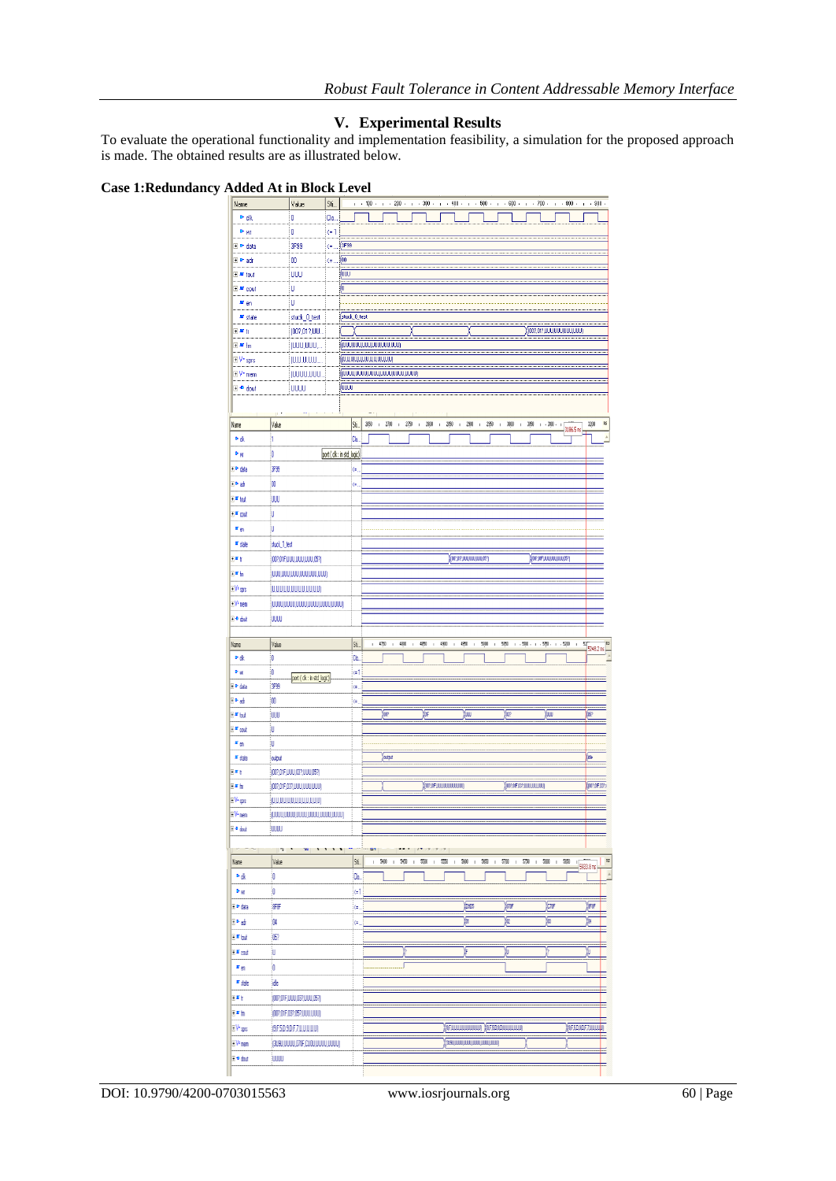## V. Experimental Results

To evaluate the operational functionality and implementation feasibility, a simulation for the proposed approach is made. The obtained results are as illustrated below.

**Case 1:Redundancy Added At in Block Level**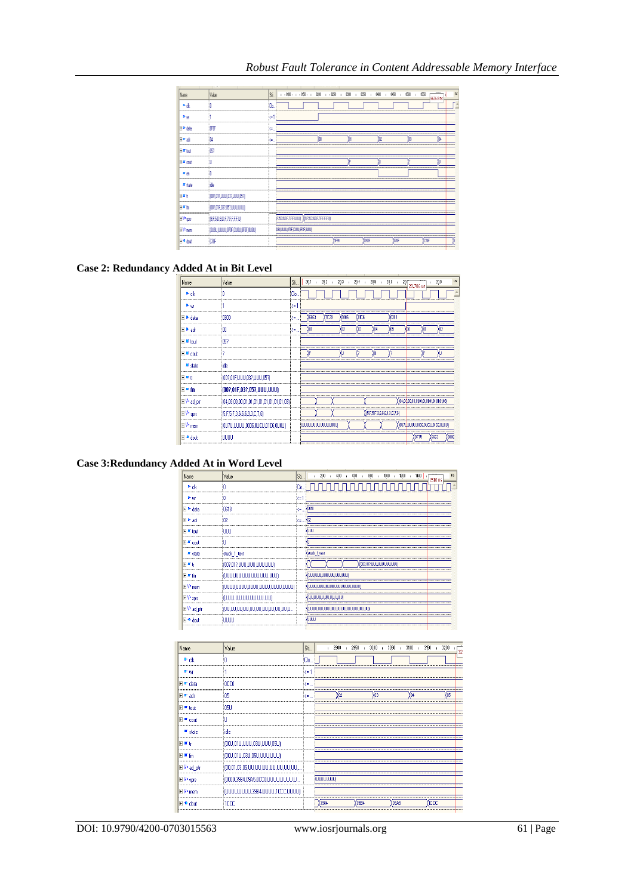**Case 2: Redundancy Added At in Bit Level**

**Case 3:Redundancy Added At in Word Level**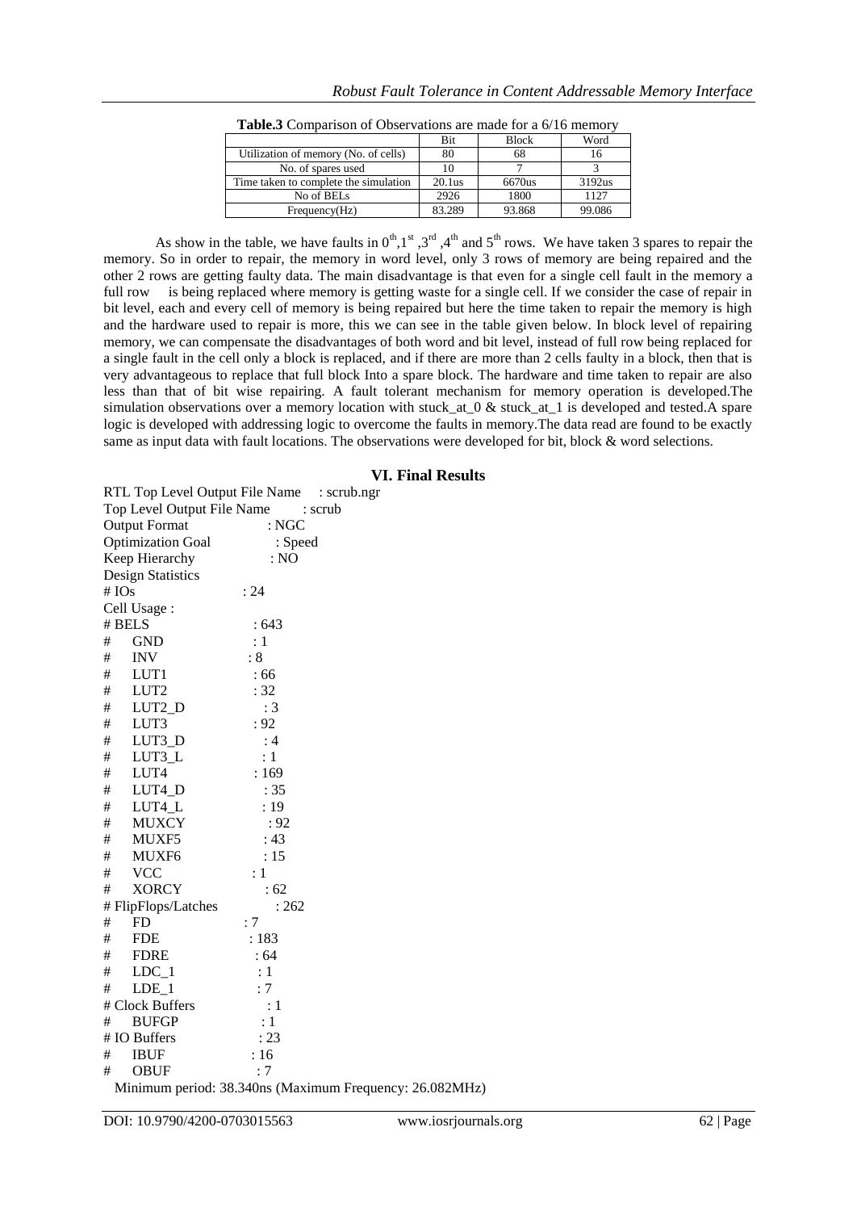**Table.3** Comparison of Observations are made for a 6/16 memory

| | Bit | Block | Word |
|---|---|---|---|
| Utilization of memory (No. of cells) | 80 | 68 | 16 |
| No. of spares used | 10 | 7 | 3 |
| Time taken to complete the simulation | 20.1us | 6670us | 3192us |
| No of BELs | 2926 | 1800 | 1127 |
| Frequency(Hz) | 83.289 | 93.868 | 99.086 |

As show in the table, we have faults in $0^{th}$, $1^{st}$, $3^{rd}$, $4^{th}$ and $5^{th}$ rows. We have taken 3 spares to repair the memory. So in order to repair, the memory in word level, only 3 rows of memory are being repaired and the other 2 rows are getting faulty data. The main disadvantage is that even for a single cell fault in the memory a full row is being replaced where memory is getting waste for a single cell. If we consider the case of repair in bit level, each and every cell of memory is being repaired but here the time taken to repair the memory is high and the hardware used to repair is more, this we can see in the table given below. In block level of repairing memory, we can compensate the disadvantages of both word and bit level, instead of full row being replaced for a single fault in the cell only a block is replaced, and if there are more than 2 cells faulty in a block, then that is very advantageous to replace that full block Into a spare block. The hardware and time taken to repair are also less than that of bit wise repairing. A fault tolerant mechanism for memory operation is developed.The simulation observations over a memory location with stuck_at_0 & stuck_at_1 is developed and tested.A spare logic is developed with addressing logic to overcome the faults in memory.The data read are found to be exactly same as input data with fault locations. The observations were developed for bit, block & word selections.

## VI. Final Results

```
RTL Top Level Output File Name    : scrub.ngr
Top Level Output File Name        : scrub
Output Format                     : NGC
Optimization Goal                 : Speed
Keep Hierarchy                    : NO
Design Statistics
# IOs                             : 24
Cell Usage :
# BELS                            : 643
#      GND                        : 1
#      INV                        : 8
#      LUT1                       : 66
#      LUT2                       : 32
#      LUT2_D                     : 3
#      LUT3                       : 92
#      LUT3_D                     : 4
#      LUT3_L                     : 1
#      LUT4                       : 169
#      LUT4_D                     : 35
#      LUT4_L                     : 19
#      MUXCY                      : 92
#      MUXF5                      : 43
#      MUXF6                      : 15
#      VCC                        : 1
#      XORCY                      : 62
# FlipFlops/Latches               : 262
#      FD                         : 7
#      FDE                        : 183
#      FDRE                       : 64
#      LDC_1                      : 1
#      LDE_1                      : 7
# Clock Buffers                   : 1
#      BUFGP                      : 1
# IO Buffers                      : 23
#      IBUF                       : 16
#      OBUF                       : 7
Minimum period: 38.340ns (Maximum Frequency: 26.082MHz)
```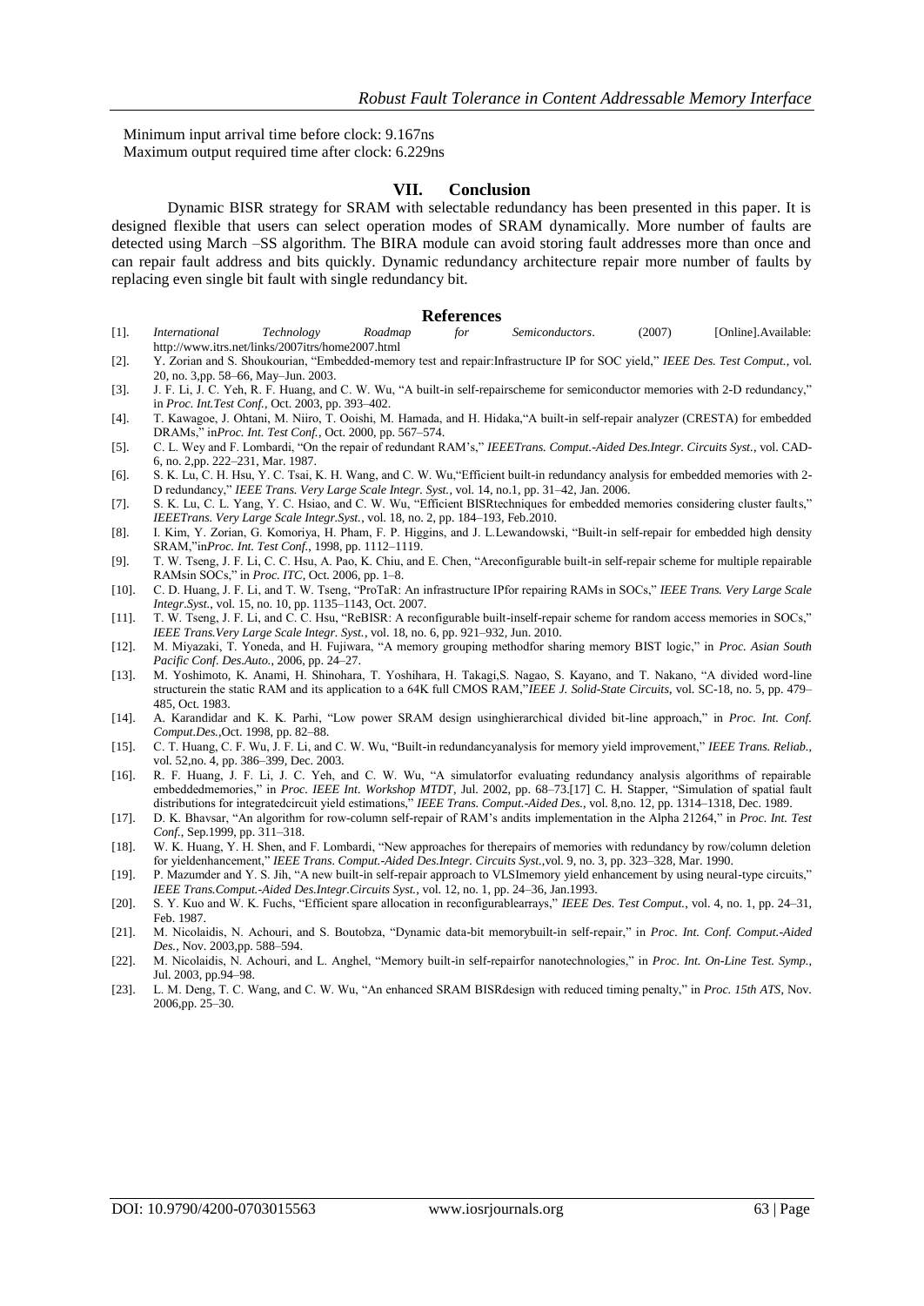Minimum input arrival time before clock: 9.167ns
Maximum output required time after clock: 6.229ns

## VII. Conclusion

Dynamic BISR strategy for SRAM with selectable redundancy has been presented in this paper. It is designed flexible that users can select operation modes of SRAM dynamically. More number of faults are detected using March –SS algorithm. The BIRA module can avoid storing fault addresses more than once and can repair fault address and bits quickly. Dynamic redundancy architecture repair more number of faults by replacing even single bit fault with single redundancy bit.

## References

[1]. *International Technology Roadmap for Semiconductors*. (2007) [Online].Available: http://www.itrs.net/links/2007itrs/home2007.html

[2]. Y. Zorian and S. Shoukourian, "Embedded-memory test and repair:Infrastructure IP for SOC yield," *IEEE Des. Test Comput.*, vol. 20, no. 3,pp. 58–66, May–Jun. 2003.

[3]. J. F. Li, J. C. Yeh, R. F. Huang, and C. W. Wu, "A built-in self-repairscheme for semiconductor memories with 2-D redundancy," in *Proc. Int.Test Conf.*, Oct. 2003, pp. 393–402.

[4]. T. Kawagoe, J. Ohtani, M. Niiro, T. Ooishi, M. Hamada, and H. Hidaka,"A built-in self-repair analyzer (CRESTA) for embedded DRAMs," in*Proc. Int. Test Conf.*, Oct. 2000, pp. 567–574.

[5]. C. L. Wey and F. Lombardi, "On the repair of redundant RAM's," *IEEETrans. Comput.-Aided Des.Integr. Circuits Syst.*, vol. CAD-6, no. 2,pp. 222–231, Mar. 1987.

[6]. S. K. Lu, C. H. Hsu, Y. C. Tsai, K. H. Wang, and C. W. Wu,"Efficient built-in redundancy analysis for embedded memories with 2-D redundancy," *IEEE Trans. Very Large Scale Integr. Syst.*, vol. 14, no.1, pp. 31–42, Jan. 2006.

[7]. S. K. Lu, C. L. Yang, Y. C. Hsiao, and C. W. Wu, "Efficient BISRtechniques for embedded memories considering cluster faults," *IEEETrans. Very Large Scale Integr.Syst.*, vol. 18, no. 2, pp. 184–193, Feb.2010.

[8]. I. Kim, Y. Zorian, G. Komoriya, H. Pham, F. P. Higgins, and J. L.Lewandowski, "Built-in self-repair for embedded high density SRAM,"in*Proc. Int. Test Conf.*, 1998, pp. 1112–1119.

[9]. T. W. Tseng, J. F. Li, C. C. Hsu, A. Pao, K. Chiu, and E. Chen, "Areconfigurable built-in self-repair scheme for multiple repairable RAMsin SOCs," in *Proc. ITC*, Oct. 2006, pp. 1–8.

[10]. C. D. Huang, J. F. Li, and T. W. Tseng, "ProTaR: An infrastructure IPfor repairing RAMs in SOCs," *IEEE Trans. Very Large Scale Integr.Syst.*, vol. 15, no. 10, pp. 1135–1143, Oct. 2007.

[11]. T. W. Tseng, J. F. Li, and C. C. Hsu, "ReBISR: A reconfigurable built-inself-repair scheme for random access memories in SOCs," *IEEE Trans.Very Large Scale Integr. Syst.*, vol. 18, no. 6, pp. 921–932, Jun. 2010.

[12]. M. Miyazaki, T. Yoneda, and H. Fujiwara, "A memory grouping methodfor sharing memory BIST logic," in *Proc. Asian South Pacific Conf. Des.Auto.*, 2006, pp. 24–27.

[13]. M. Yoshimoto, K. Anami, H. Shinohara, T. Yoshihara, H. Takagi,S. Nagao, S. Kayano, and T. Nakano, "A divided word-line structurein the static RAM and its application to a 64K full CMOS RAM,"*IEEE J. Solid-State Circuits*, vol. SC-18, no. 5, pp. 479–485, Oct. 1983.

[14]. A. Karandidar and K. K. Parhi, "Low power SRAM design usinghierarchical divided bit-line approach," in *Proc. Int. Conf. Comput.Des.*,Oct. 1998, pp. 82–88.

[15]. C. T. Huang, C. F. Wu, J. F. Li, and C. W. Wu, "Built-in redundancyanalysis for memory yield improvement," *IEEE Trans. Reliab.*, vol. 52,no. 4, pp. 386–399, Dec. 2003.

[16]. R. F. Huang, J. F. Li, J. C. Yeh, and C. W. Wu, "A simulatorfor evaluating redundancy analysis algorithms of repairable embeddedmemories," in *Proc. IEEE Int. Workshop MTDT*, Jul. 2002, pp. 68–73.[17] C. H. Stapper, "Simulation of spatial fault distributions for integratedcircuit yield estimations," *IEEE Trans. Comput.-Aided Des.*, vol. 8,no. 12, pp. 1314–1318, Dec. 1989.

[17]. D. K. Bhavsar, "An algorithm for row-column self-repair of RAM's andits implementation in the Alpha 21264," in *Proc. Int. Test Conf.*, Sep.1999, pp. 311–318.

[18]. W. K. Huang, Y. H. Shen, and F. Lombardi, "New approaches for therepairs of memories with redundancy by row/column deletion for yieldenhancement," *IEEE Trans. Comput.-Aided Des.Integr. Circuits Syst.*,vol. 9, no. 3, pp. 323–328, Mar. 1990.

[19]. P. Mazumder and Y. S. Jih, "A new built-in self-repair approach to VLSImemory yield enhancement by using neural-type circuits," *IEEE Trans.Comput.-Aided Des.Integr.Circuits Syst.*, vol. 12, no. 1, pp. 24–36, Jan.1993.

[20]. S. Y. Kuo and W. K. Fuchs, "Efficient spare allocation in reconfigurablearrays," *IEEE Des. Test Comput.*, vol. 4, no. 1, pp. 24–31, Feb. 1987.

[21]. M. Nicolaidis, N. Achouri, and S. Boutobza, "Dynamic data-bit memorybuilt-in self-repair," in *Proc. Int. Conf. Comput.-Aided Des.*, Nov. 2003,pp. 588–594.

[22]. M. Nicolaidis, N. Achouri, and L. Anghel, "Memory built-in self-repairfor nanotechnologies," in *Proc. Int. On-Line Test. Symp.*, Jul. 2003, pp.94–98.

[23]. L. M. Deng, T. C. Wang, and C. W. Wu, "An enhanced SRAM BISRdesign with reduced timing penalty," in *Proc. 15th ATS*, Nov. 2006,pp. 25–30.